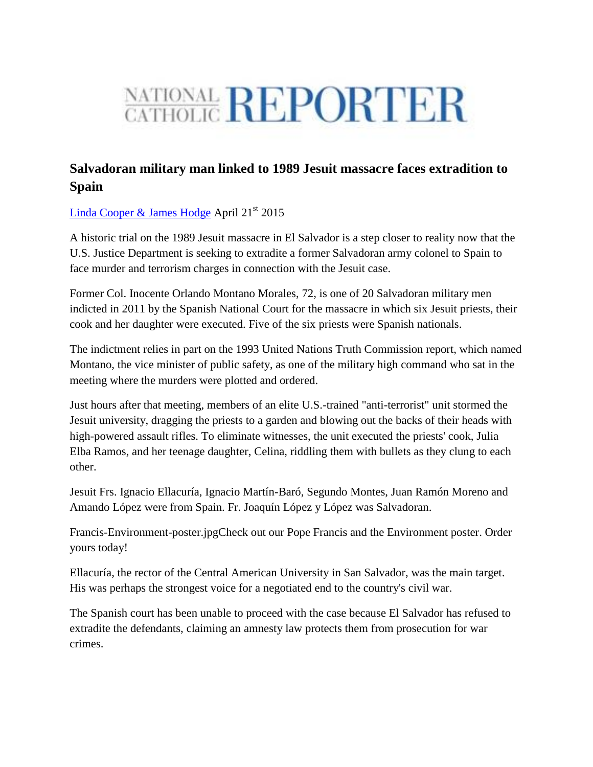# NATIONAL CATHOLIC REPORTER

## Salvadoran military man linked to 1989 Jesuit massacre faces extradition to Spain

Linda Cooper & James Hodge April 21st 2015

A historic trial on the 1989 Jesuit massacre in El Salvador is a step closer to reality now that the U.S. Justice Department is seeking to extradite a former Salvadoran army colonel to Spain to face murder and terrorism charges in connection with the Jesuit case.

Former Col. Inocente Orlando Montano Morales, 72, is one of 20 Salvadoran military men indicted in 2011 by the Spanish National Court for the massacre in which six Jesuit priests, their cook and her daughter were executed. Five of the six priests were Spanish nationals.

The indictment relies in part on the 1993 United Nations Truth Commission report, which named Montano, the vice minister of public safety, as one of the military high command who sat in the meeting where the murders were plotted and ordered.

Just hours after that meeting, members of an elite U.S.-trained "anti-terrorist" unit stormed the Jesuit university, dragging the priests to a garden and blowing out the backs of their heads with high-powered assault rifles. To eliminate witnesses, the unit executed the priests' cook, Julia Elba Ramos, and her teenage daughter, Celina, riddling them with bullets as they clung to each other.

Jesuit Frs. Ignacio Ellacuría, Ignacio Martín-Baró, Segundo Montes, Juan Ramón Moreno and Amando López were from Spain. Fr. Joaquín López y López was Salvadoran.

Francis-Environment-poster.jpgCheck out our Pope Francis and the Environment poster. Order yours today!

Ellacuría, the rector of the Central American University in San Salvador, was the main target. His was perhaps the strongest voice for a negotiated end to the country's civil war.

The Spanish court has been unable to proceed with the case because El Salvador has refused to extradite the defendants, claiming an amnesty law protects them from prosecution for war crimes.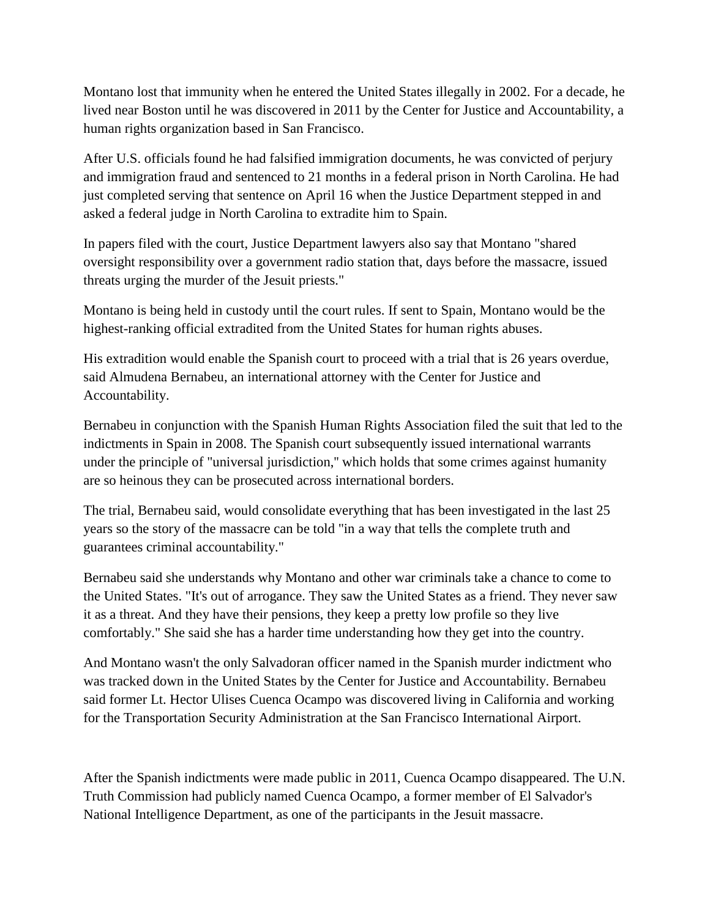Montano lost that immunity when he entered the United States illegally in 2002. For a decade, he lived near Boston until he was discovered in 2011 by the Center for Justice and Accountability, a human rights organization based in San Francisco.

After U.S. officials found he had falsified immigration documents, he was convicted of perjury and immigration fraud and sentenced to 21 months in a federal prison in North Carolina. He had just completed serving that sentence on April 16 when the Justice Department stepped in and asked a federal judge in North Carolina to extradite him to Spain.

In papers filed with the court, Justice Department lawyers also say that Montano "shared oversight responsibility over a government radio station that, days before the massacre, issued threats urging the murder of the Jesuit priests."

Montano is being held in custody until the court rules. If sent to Spain, Montano would be the highest-ranking official extradited from the United States for human rights abuses.

His extradition would enable the Spanish court to proceed with a trial that is 26 years overdue, said Almudena Bernabeu, an international attorney with the Center for Justice and Accountability.

Bernabeu in conjunction with the Spanish Human Rights Association filed the suit that led to the indictments in Spain in 2008. The Spanish court subsequently issued international warrants under the principle of "universal jurisdiction," which holds that some crimes against humanity are so heinous they can be prosecuted across international borders.

The trial, Bernabeu said, would consolidate everything that has been investigated in the last 25 years so the story of the massacre can be told "in a way that tells the complete truth and guarantees criminal accountability."

Bernabeu said she understands why Montano and other war criminals take a chance to come to the United States. "It's out of arrogance. They saw the United States as a friend. They never saw it as a threat. And they have their pensions, they keep a pretty low profile so they live comfortably." She said she has a harder time understanding how they get into the country.

And Montano wasn't the only Salvadoran officer named in the Spanish murder indictment who was tracked down in the United States by the Center for Justice and Accountability. Bernabeu said former Lt. Hector Ulises Cuenca Ocampo was discovered living in California and working for the Transportation Security Administration at the San Francisco International Airport.

After the Spanish indictments were made public in 2011, Cuenca Ocampo disappeared. The U.N. Truth Commission had publicly named Cuenca Ocampo, a former member of El Salvador's National Intelligence Department, as one of the participants in the Jesuit massacre.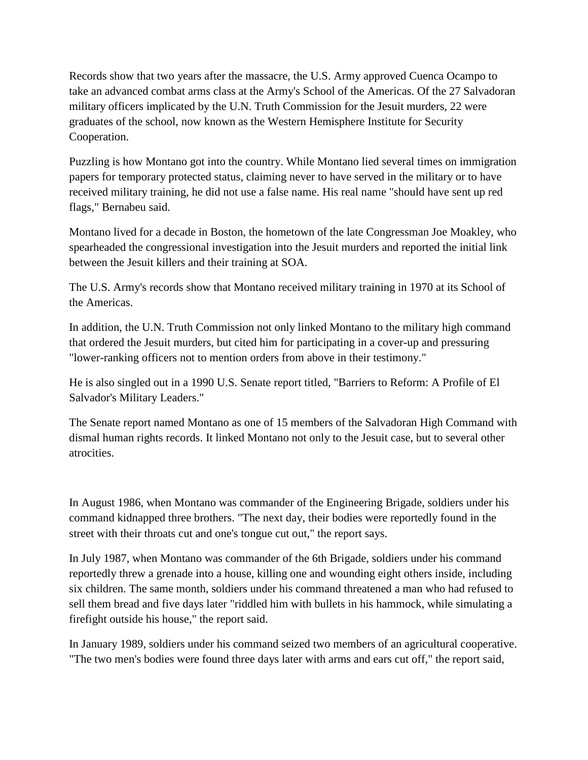Records show that two years after the massacre, the U.S. Army approved Cuenca Ocampo to take an advanced combat arms class at the Army's School of the Americas. Of the 27 Salvadoran military officers implicated by the U.N. Truth Commission for the Jesuit murders, 22 were graduates of the school, now known as the Western Hemisphere Institute for Security Cooperation.

Puzzling is how Montano got into the country. While Montano lied several times on immigration papers for temporary protected status, claiming never to have served in the military or to have received military training, he did not use a false name. His real name "should have sent up red flags," Bernabeu said.

Montano lived for a decade in Boston, the hometown of the late Congressman Joe Moakley, who spearheaded the congressional investigation into the Jesuit murders and reported the initial link between the Jesuit killers and their training at SOA.

The U.S. Army's records show that Montano received military training in 1970 at its School of the Americas.

In addition, the U.N. Truth Commission not only linked Montano to the military high command that ordered the Jesuit murders, but cited him for participating in a cover-up and pressuring "lower-ranking officers not to mention orders from above in their testimony."

He is also singled out in a 1990 U.S. Senate report titled, "Barriers to Reform: A Profile of El Salvador's Military Leaders."

The Senate report named Montano as one of 15 members of the Salvadoran High Command with dismal human rights records. It linked Montano not only to the Jesuit case, but to several other atrocities.

In August 1986, when Montano was commander of the Engineering Brigade, soldiers under his command kidnapped three brothers. "The next day, their bodies were reportedly found in the street with their throats cut and one's tongue cut out," the report says.

In July 1987, when Montano was commander of the 6th Brigade, soldiers under his command reportedly threw a grenade into a house, killing one and wounding eight others inside, including six children. The same month, soldiers under his command threatened a man who had refused to sell them bread and five days later "riddled him with bullets in his hammock, while simulating a firefight outside his house," the report said.

In January 1989, soldiers under his command seized two members of an agricultural cooperative. "The two men's bodies were found three days later with arms and ears cut off," the report said,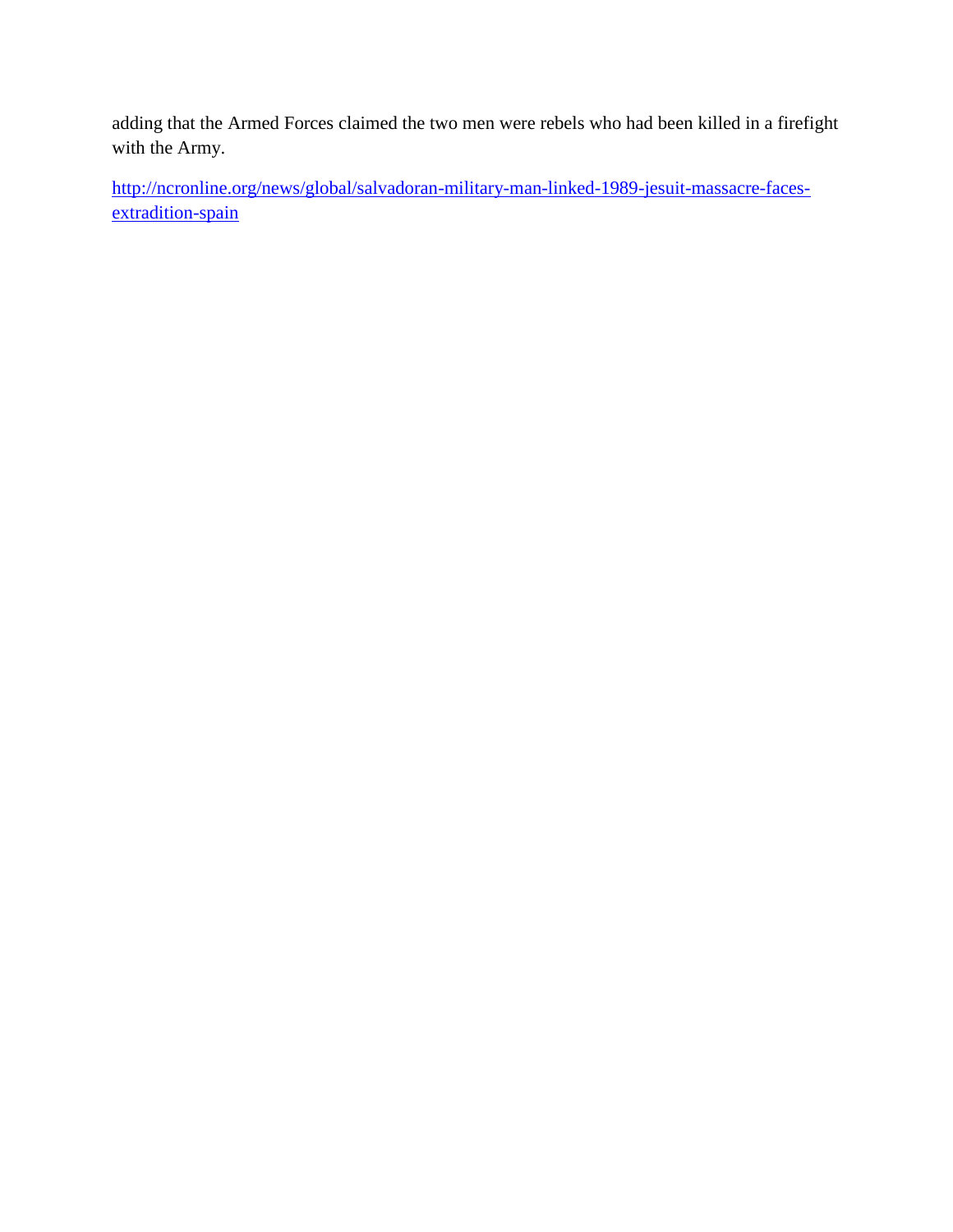adding that the Armed Forces claimed the two men were rebels who had been killed in a firefight with the Army.

[http://ncronline.org/news/global/salvadoran-military-man-linked-1989-jesuit-massacre-faces-extradition-spain](http://ncronline.org/news/global/salvadoran-military-man-linked-1989-jesuit-massacre-faces-extradition-spain)